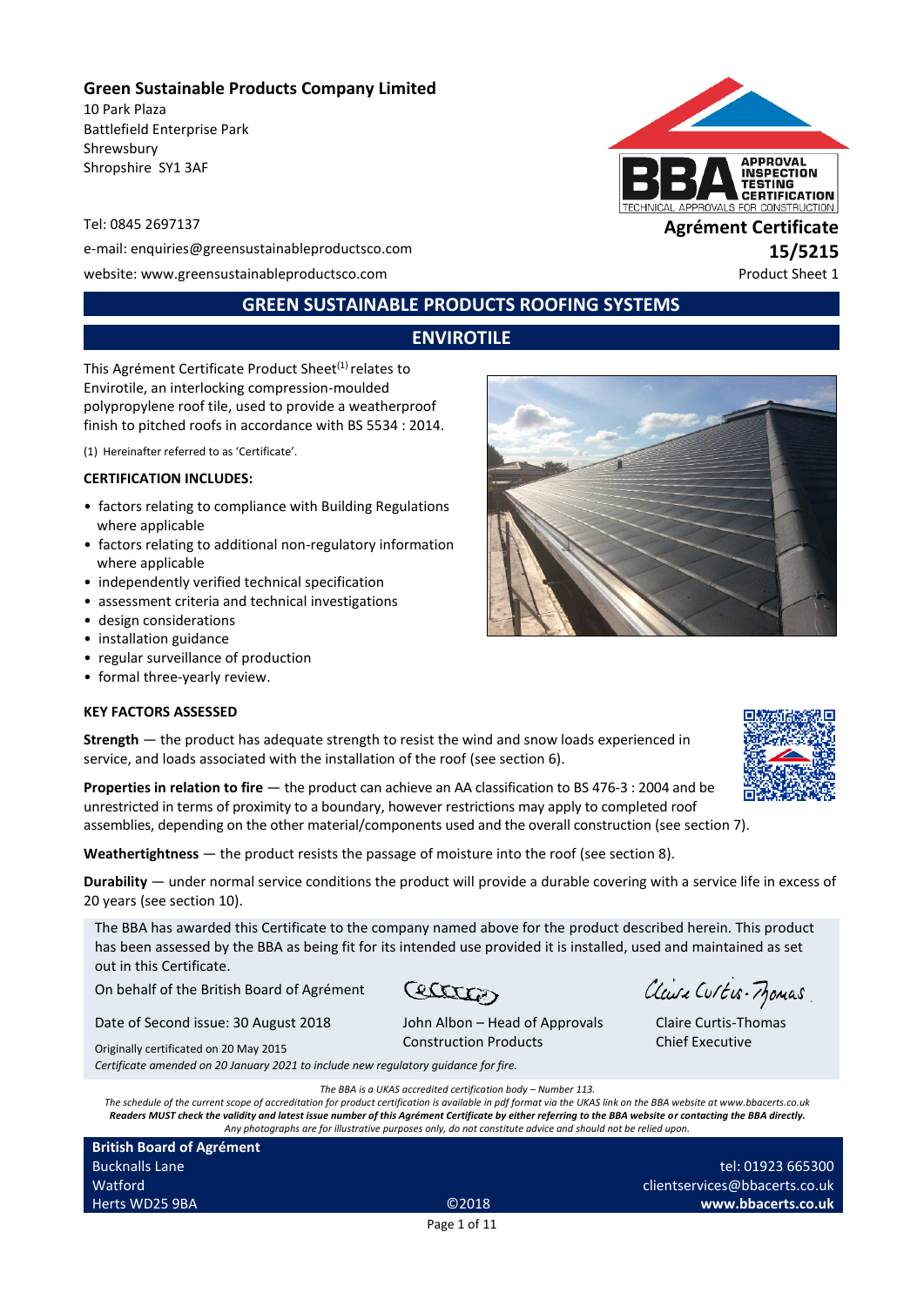**Green Sustainable Products Company Limited**
10 Park Plaza
Battlefield Enterprise Park
Shrewsbury
Shropshire SY1 3AF

Tel: 0845 2697137
e-mail: enquiries@greensustainableproductsco.com
website: www.greensustainableproductsco.com

**Agrément Certificate**
**15/5215**
Product Sheet 1

# GREEN SUSTAINABLE PRODUCTS ROOFING SYSTEMS

## ENVIROTILE

This Agrément Certificate Product Sheet[1] relates to Envirotile, an interlocking compression-moulded polypropylene roof tile, used to provide a weatherproof finish to pitched roofs in accordance with BS 5534 : 2014.

(1) Hereinafter referred to as 'Certificate'.

**CERTIFICATION INCLUDES:**

- factors relating to compliance with Building Regulations where applicable
- factors relating to additional non-regulatory information where applicable
- independently verified technical specification
- assessment criteria and technical investigations
- design considerations
- installation guidance
- regular surveillance of production
- formal three-yearly review.

**KEY FACTORS ASSESSED**

**Strength** — the product has adequate strength to resist the wind and snow loads experienced in service, and loads associated with the installation of the roof (see section 6).

**Properties in relation to fire** — the product can achieve an AA classification to BS 476-3 : 2004 and be unrestricted in terms of proximity to a boundary, however restrictions may apply to completed roof assemblies, depending on the other material/components used and the overall construction (see section 7).

**Weathertightness** — the product resists the passage of moisture into the roof (see section 8).

**Durability** — under normal service conditions the product will provide a durable covering with a service life in excess of 20 years (see section 10).

The BBA has awarded this Certificate to the company named above for the product described herein. This product has been assessed by the BBA as being fit for its intended use provided it is installed, used and maintained as set out in this Certificate.

On behalf of the British Board of Agrément

Date of Second issue: 30 August 2018

Originally certificated on 20 May 2015

*Certificate amended on 20 January 2021 to include new regulatory guidance for fire.*

John Albon – Head of Approvals
Construction Products

Claire Curtis-Thomas
Chief Executive

*The BBA is a UKAS accredited certification body – Number 113.*
*The schedule of the current scope of accreditation for product certification is available in pdf format via the UKAS link on the BBA website at www.bbacerts.co.uk*
***Readers MUST check the validity and latest issue number of this Agrément Certificate by either referring to the BBA website or contacting the BBA directly.***
*Any photographs are for illustrative purposes only, do not constitute advice and should not be relied upon.*

**British Board of Agrément**
Bucknalls Lane
Watford
Herts WD25 9BA

©2018

tel: 01923 665300
clientservices@bbacerts.co.uk
**www.bbacerts.co.uk**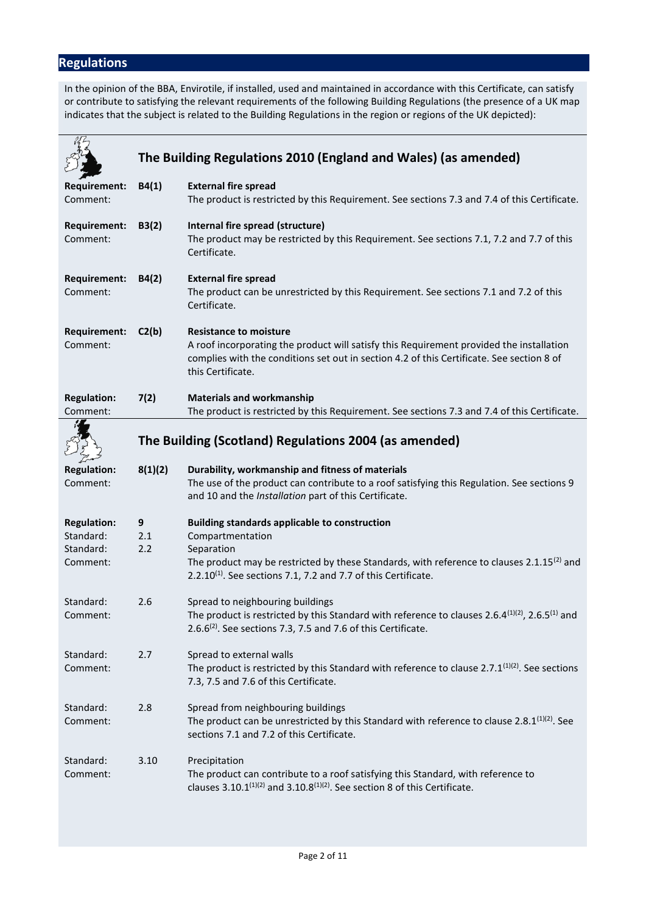## Regulations

In the opinion of the BBA, Envirotile, if installed, used and maintained in accordance with this Certificate, can satisfy or contribute to satisfying the relevant requirements of the following Building Regulations (the presence of a UK map indicates that the subject is related to the Building Regulations in the region or regions of the UK depicted):

### The Building Regulations 2010 (England and Wales) (as amended)

**Requirement:** **B4(1)** **External fire spread**
Comment: The product is restricted by this Requirement. See sections 7.3 and 7.4 of this Certificate.

**Requirement:** **B3(2)** **Internal fire spread (structure)**
Comment: The product may be restricted by this Requirement. See sections 7.1, 7.2 and 7.7 of this Certificate.

**Requirement:** **B4(2)** **External fire spread**
Comment: The product can be unrestricted by this Requirement. See sections 7.1 and 7.2 of this Certificate.

**Requirement:** **C2(b)** **Resistance to moisture**
Comment: A roof incorporating the product will satisfy this Requirement provided the installation complies with the conditions set out in section 4.2 of this Certificate. See section 8 of this Certificate.

**Regulation:** **7(2)** **Materials and workmanship**
Comment: The product is restricted by this Requirement. See sections 7.3 and 7.4 of this Certificate.

### The Building (Scotland) Regulations 2004 (as amended)

**Regulation:** **8(1)(2)** **Durability, workmanship and fitness of materials**
Comment: The use of the product can contribute to a roof satisfying this Regulation. See sections 9 and 10 and the *Installation* part of this Certificate.

**Regulation:** **9** **Building standards applicable to construction**
Standard: 2.1 Compartmentation
Standard: 2.2 Separation
Comment: The product may be restricted by these Standards, with reference to clauses 2.1.15[(2)] and 2.2.10[(1)]. See sections 7.1, 7.2 and 7.7 of this Certificate.

Standard: 2.6 Spread to neighbouring buildings
Comment: The product is restricted by this Standard with reference to clauses 2.6.4[(1)(2)], 2.6.5[(1)] and 2.6.6[(2)]. See sections 7.3, 7.5 and 7.6 of this Certificate.

Standard: 2.7 Spread to external walls
Comment: The product is restricted by this Standard with reference to clause 2.7.1[(1)(2)]. See sections 7.3, 7.5 and 7.6 of this Certificate.

Standard: 2.8 Spread from neighbouring buildings
Comment: The product can be unrestricted by this Standard with reference to clause 2.8.1[(1)(2)]. See sections 7.1 and 7.2 of this Certificate.

Standard: 3.10 Precipitation
Comment: The product can contribute to a roof satisfying this Standard, with reference to clauses 3.10.1[(1)(2)] and 3.10.8[(1)(2)]. See section 8 of this Certificate.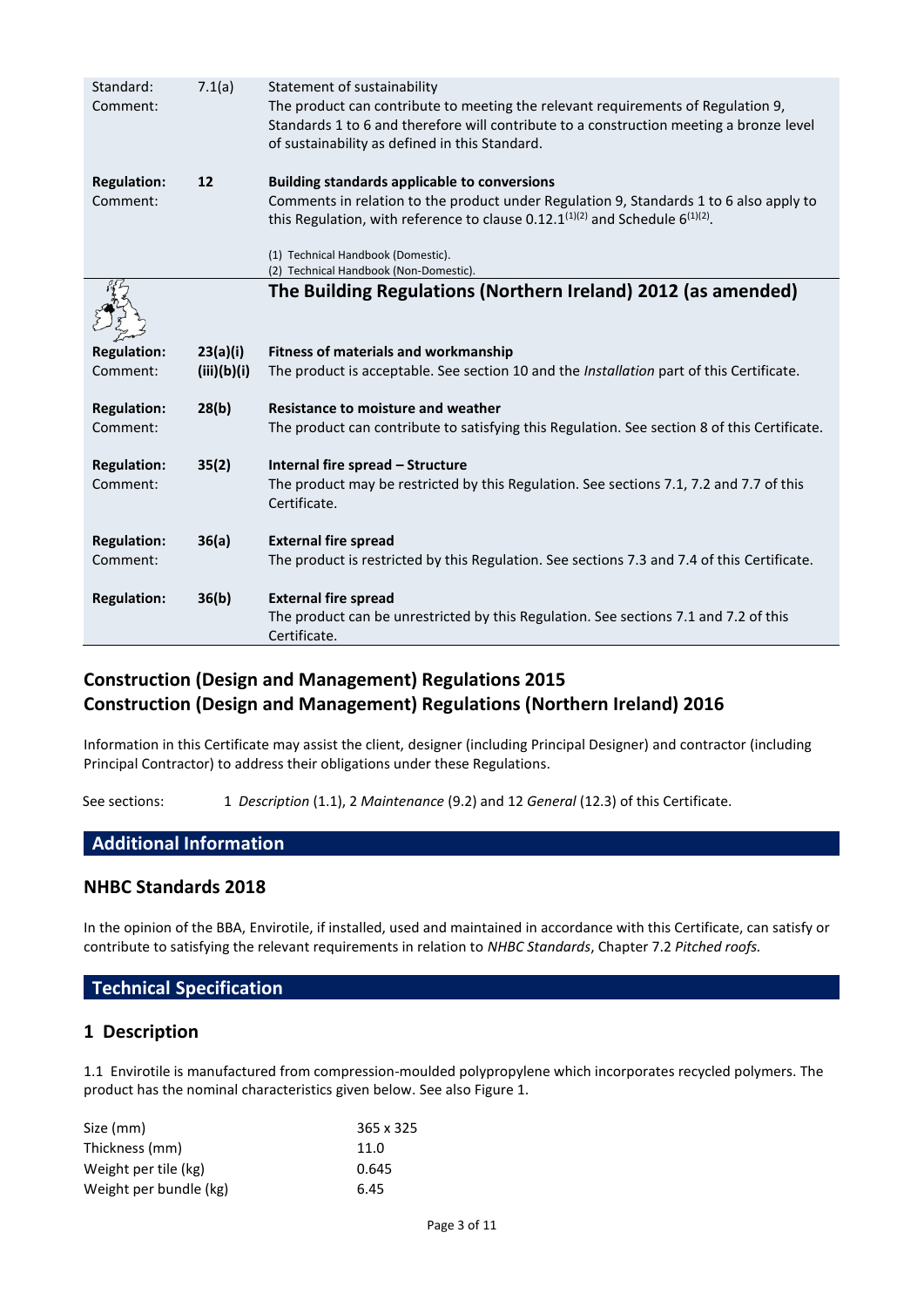| | | |
|---|---|---|
| Standard: | 7.1(a) | Statement of sustainability |
| Comment: | | The product can contribute to meeting the relevant requirements of Regulation 9, Standards 1 to 6 and therefore will contribute to a construction meeting a bronze level of sustainability as defined in this Standard. |
| **Regulation:** | **12** | **Building standards applicable to conversions** |
| Comment: | | Comments in relation to the product under Regulation 9, Standards 1 to 6 also apply to this Regulation, with reference to clause 0.12.1[(1)(2)] and Schedule 6[(1)(2)]. |
| | | (1) Technical Handbook (Domestic). (2) Technical Handbook (Non-Domestic). |

## The Building Regulations (Northern Ireland) 2012 (as amended)

| | | |
|---|---|---|
| **Regulation:** | **23(a)(i)** | **Fitness of materials and workmanship** |
| Comment: | **(iii)(b)(i)** | The product is acceptable. See section 10 and the *Installation* part of this Certificate. |
| **Regulation:** | **28(b)** | **Resistance to moisture and weather** |
| Comment: | | The product can contribute to satisfying this Regulation. See section 8 of this Certificate. |
| **Regulation:** | **35(2)** | **Internal fire spread – Structure** |
| Comment: | | The product may be restricted by this Regulation. See sections 7.1, 7.2 and 7.7 of this Certificate. |
| **Regulation:** | **36(a)** | **External fire spread** |
| Comment: | | The product is restricted by this Regulation. See sections 7.3 and 7.4 of this Certificate. |
| **Regulation:** | **36(b)** | **External fire spread** |
| | | The product can be unrestricted by this Regulation. See sections 7.1 and 7.2 of this Certificate. |

## Construction (Design and Management) Regulations 2015
## Construction (Design and Management) Regulations (Northern Ireland) 2016

Information in this Certificate may assist the client, designer (including Principal Designer) and contractor (including Principal Contractor) to address their obligations under these Regulations.

See sections: 1 *Description* (1.1), 2 *Maintenance* (9.2) and 12 *General* (12.3) of this Certificate.

## Additional Information

### NHBC Standards 2018

In the opinion of the BBA, Envirotile, if installed, used and maintained in accordance with this Certificate, can satisfy or contribute to satisfying the relevant requirements in relation to *NHBC Standards*, Chapter 7.2 *Pitched roofs.*

## Technical Specification

### 1 Description

1.1 Envirotile is manufactured from compression-moulded polypropylene which incorporates recycled polymers. The product has the nominal characteristics given below. See also Figure 1.

| | |
|---|---|
| Size (mm) | 365 x 325 |
| Thickness (mm) | 11.0 |
| Weight per tile (kg) | 0.645 |
| Weight per bundle (kg) | 6.45 |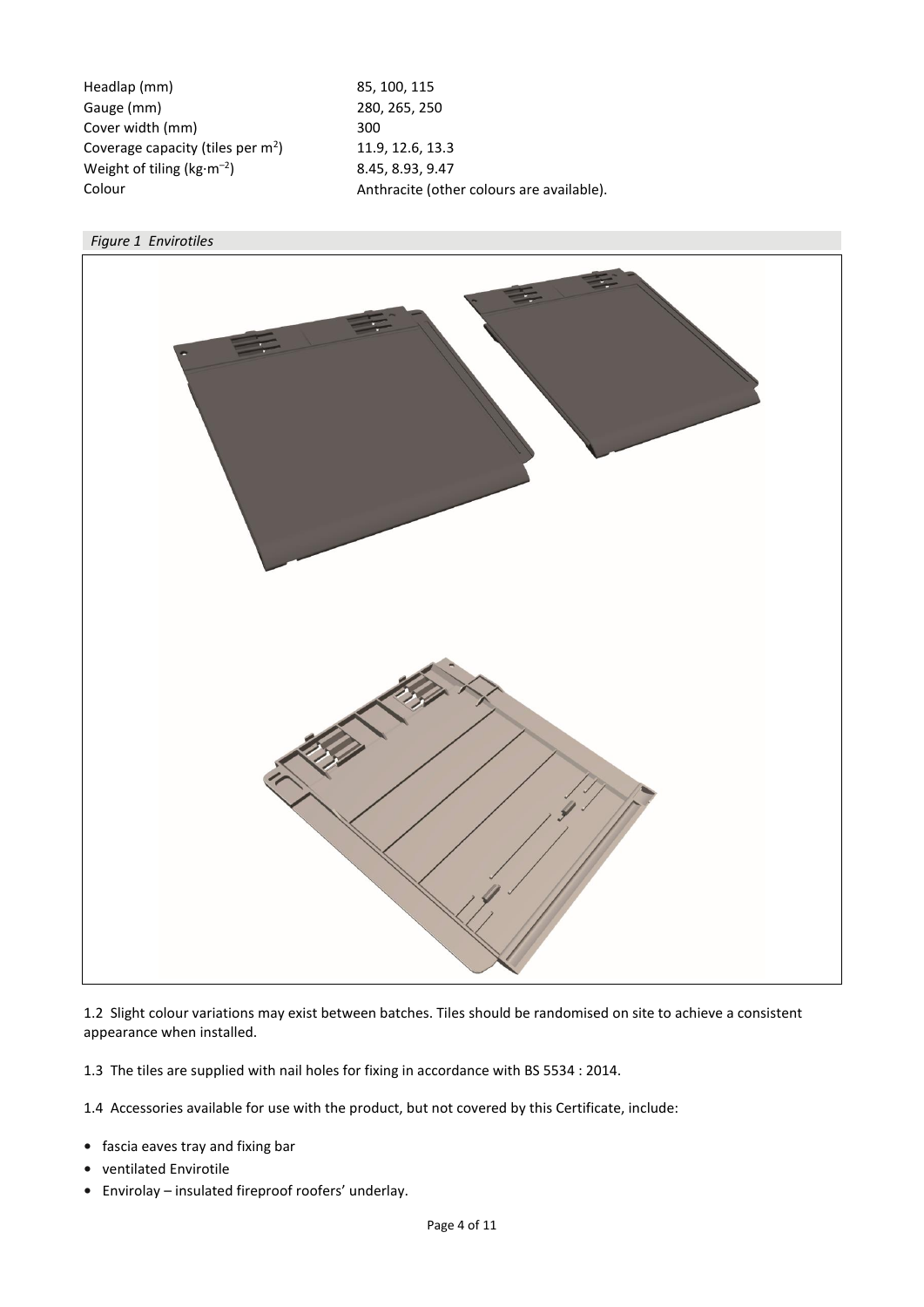| | |
|---|---|
| Headlap (mm) | 85, 100, 115 |
| Gauge (mm) | 280, 265, 250 |
| Cover width (mm) | 300 |
| Coverage capacity (tiles per $m^2$) | 11.9, 12.6, 13.3 |
| Weight of tiling ($kg{\cdot}m^{-2}$) | 8.45, 8.93, 9.47 |
| Colour | Anthracite (other colours are available). |

*Figure 1 Envirotiles*

1.2 Slight colour variations may exist between batches. Tiles should be randomised on site to achieve a consistent appearance when installed.

1.3 The tiles are supplied with nail holes for fixing in accordance with BS 5534 : 2014.

1.4 Accessories available for use with the product, but not covered by this Certificate, include:

- fascia eaves tray and fixing bar
- ventilated Envirotile
- Envirolay – insulated fireproof roofers' underlay.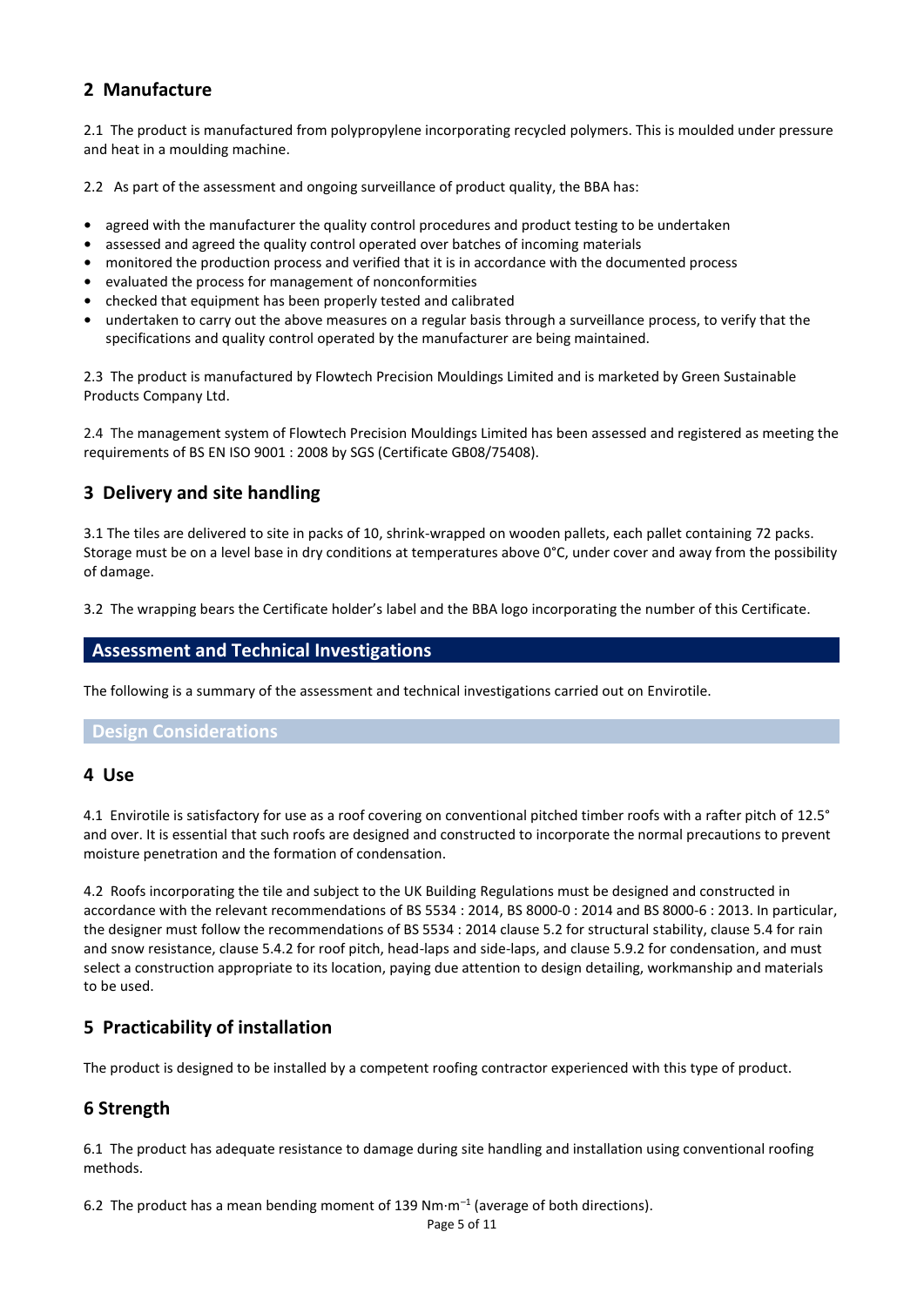## 2 Manufacture

2.1 The product is manufactured from polypropylene incorporating recycled polymers. This is moulded under pressure and heat in a moulding machine.

2.2 As part of the assessment and ongoing surveillance of product quality, the BBA has:

- agreed with the manufacturer the quality control procedures and product testing to be undertaken
- assessed and agreed the quality control operated over batches of incoming materials
- monitored the production process and verified that it is in accordance with the documented process
- evaluated the process for management of nonconformities
- checked that equipment has been properly tested and calibrated
- undertaken to carry out the above measures on a regular basis through a surveillance process, to verify that the specifications and quality control operated by the manufacturer are being maintained.

2.3 The product is manufactured by Flowtech Precision Mouldings Limited and is marketed by Green Sustainable Products Company Ltd.

2.4 The management system of Flowtech Precision Mouldings Limited has been assessed and registered as meeting the requirements of BS EN ISO 9001 : 2008 by SGS (Certificate GB08/75408).

## 3 Delivery and site handling

3.1 The tiles are delivered to site in packs of 10, shrink-wrapped on wooden pallets, each pallet containing 72 packs. Storage must be on a level base in dry conditions at temperatures above 0°C, under cover and away from the possibility of damage.

3.2 The wrapping bears the Certificate holder's label and the BBA logo incorporating the number of this Certificate.

# Assessment and Technical Investigations

The following is a summary of the assessment and technical investigations carried out on Envirotile.

### Design Considerations

## 4 Use

4.1 Envirotile is satisfactory for use as a roof covering on conventional pitched timber roofs with a rafter pitch of 12.5° and over. It is essential that such roofs are designed and constructed to incorporate the normal precautions to prevent moisture penetration and the formation of condensation.

4.2 Roofs incorporating the tile and subject to the UK Building Regulations must be designed and constructed in accordance with the relevant recommendations of BS 5534 : 2014, BS 8000-0 : 2014 and BS 8000-6 : 2013. In particular, the designer must follow the recommendations of BS 5534 : 2014 clause 5.2 for structural stability, clause 5.4 for rain and snow resistance, clause 5.4.2 for roof pitch, head-laps and side-laps, and clause 5.9.2 for condensation, and must select a construction appropriate to its location, paying due attention to design detailing, workmanship and materials to be used.

## 5 Practicability of installation

The product is designed to be installed by a competent roofing contractor experienced with this type of product.

## 6 Strength

6.1 The product has adequate resistance to damage during site handling and installation using conventional roofing methods.

6.2 The product has a mean bending moment of 139 $\text{Nm}\cdot\text{m}^{-1}$ (average of both directions).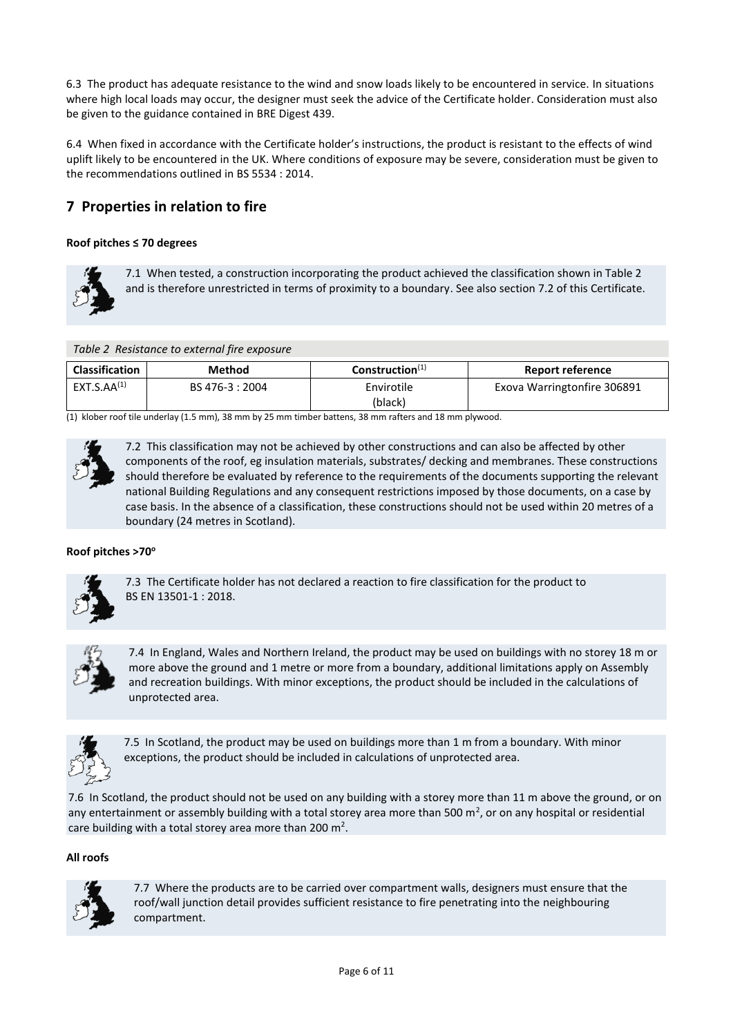6.3 The product has adequate resistance to the wind and snow loads likely to be encountered in service. In situations where high local loads may occur, the designer must seek the advice of the Certificate holder. Consideration must also be given to the guidance contained in BRE Digest 439.

6.4 When fixed in accordance with the Certificate holder's instructions, the product is resistant to the effects of wind uplift likely to be encountered in the UK. Where conditions of exposure may be severe, consideration must be given to the recommendations outlined in BS 5534 : 2014.

## 7 Properties in relation to fire

**Roof pitches ≤ 70 degrees**

7.1 When tested, a construction incorporating the product achieved the classification shown in Table 2 and is therefore unrestricted in terms of proximity to a boundary. See also section 7.2 of this Certificate.

*Table 2 Resistance to external fire exposure*

| Classification | Method | Construction[1] | Report reference |
|---|---|---|---|
| EXT.S.AA[1] | BS 476-3 : 2004 | Envirotile (black) | Exova Warringtonfire 306891 |

(1) klober roof tile underlay (1.5 mm), 38 mm by 25 mm timber battens, 38 mm rafters and 18 mm plywood.

7.2 This classification may not be achieved by other constructions and can also be affected by other components of the roof, eg insulation materials, substrates/ decking and membranes. These constructions should therefore be evaluated by reference to the requirements of the documents supporting the relevant national Building Regulations and any consequent restrictions imposed by those documents, on a case by case basis. In the absence of a classification, these constructions should not be used within 20 metres of a boundary (24 metres in Scotland).

**Roof pitches >70°**

7.3 The Certificate holder has not declared a reaction to fire classification for the product to BS EN 13501-1 : 2018.

7.4 In England, Wales and Northern Ireland, the product may be used on buildings with no storey 18 m or more above the ground and 1 metre or more from a boundary, additional limitations apply on Assembly and recreation buildings. With minor exceptions, the product should be included in the calculations of unprotected area.

7.5 In Scotland, the product may be used on buildings more than 1 m from a boundary. With minor exceptions, the product should be included in calculations of unprotected area.

7.6 In Scotland, the product should not be used on any building with a storey more than 11 m above the ground, or on any entertainment or assembly building with a total storey area more than 500 m$^2$, or on any hospital or residential care building with a total storey area more than 200 m$^2$.

**All roofs**

7.7 Where the products are to be carried over compartment walls, designers must ensure that the roof/wall junction detail provides sufficient resistance to fire penetrating into the neighbouring compartment.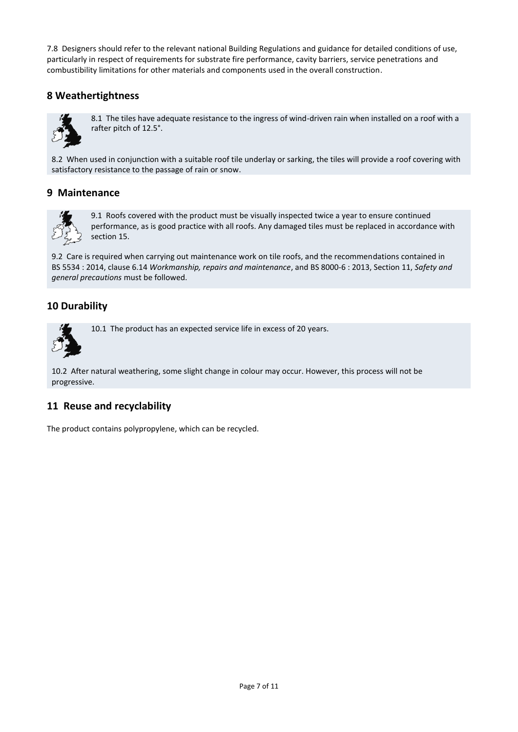7.8 Designers should refer to the relevant national Building Regulations and guidance for detailed conditions of use, particularly in respect of requirements for substrate fire performance, cavity barriers, service penetrations and combustibility limitations for other materials and components used in the overall construction.

## 8 Weathertightness

8.1 The tiles have adequate resistance to the ingress of wind-driven rain when installed on a roof with a rafter pitch of 12.5°.

8.2 When used in conjunction with a suitable roof tile underlay or sarking, the tiles will provide a roof covering with satisfactory resistance to the passage of rain or snow.

## 9 Maintenance

9.1 Roofs covered with the product must be visually inspected twice a year to ensure continued performance, as is good practice with all roofs. Any damaged tiles must be replaced in accordance with section 15.

9.2 Care is required when carrying out maintenance work on tile roofs, and the recommendations contained in BS 5534 : 2014, clause 6.14 *Workmanship, repairs and maintenance*, and BS 8000-6 : 2013, Section 11, *Safety and general precautions* must be followed.

## 10 Durability

10.1 The product has an expected service life in excess of 20 years.

10.2 After natural weathering, some slight change in colour may occur. However, this process will not be progressive.

## 11 Reuse and recyclability

The product contains polypropylene, which can be recycled.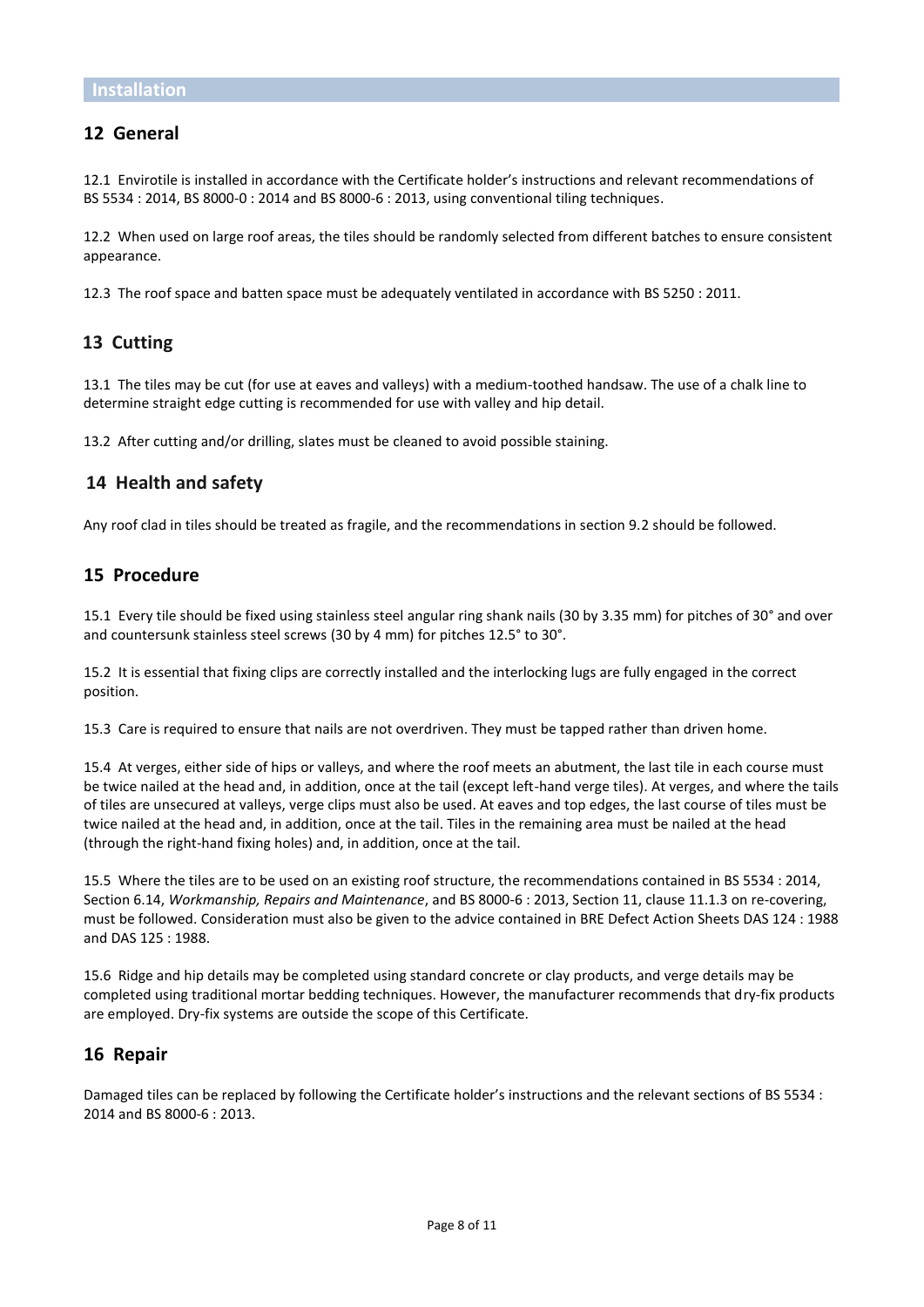## Installation

### 12 General

12.1 Envirotile is installed in accordance with the Certificate holder's instructions and relevant recommendations of BS 5534 : 2014, BS 8000-0 : 2014 and BS 8000-6 : 2013, using conventional tiling techniques.

12.2 When used on large roof areas, the tiles should be randomly selected from different batches to ensure consistent appearance.

12.3 The roof space and batten space must be adequately ventilated in accordance with BS 5250 : 2011.

### 13 Cutting

13.1 The tiles may be cut (for use at eaves and valleys) with a medium-toothed handsaw. The use of a chalk line to determine straight edge cutting is recommended for use with valley and hip detail.

13.2 After cutting and/or drilling, slates must be cleaned to avoid possible staining.

### 14 Health and safety

Any roof clad in tiles should be treated as fragile, and the recommendations in section 9.2 should be followed.

### 15 Procedure

15.1 Every tile should be fixed using stainless steel angular ring shank nails (30 by 3.35 mm) for pitches of 30° and over and countersunk stainless steel screws (30 by 4 mm) for pitches 12.5° to 30°.

15.2 It is essential that fixing clips are correctly installed and the interlocking lugs are fully engaged in the correct position.

15.3 Care is required to ensure that nails are not overdriven. They must be tapped rather than driven home.

15.4 At verges, either side of hips or valleys, and where the roof meets an abutment, the last tile in each course must be twice nailed at the head and, in addition, once at the tail (except left-hand verge tiles). At verges, and where the tails of tiles are unsecured at valleys, verge clips must also be used. At eaves and top edges, the last course of tiles must be twice nailed at the head and, in addition, once at the tail. Tiles in the remaining area must be nailed at the head (through the right-hand fixing holes) and, in addition, once at the tail.

15.5 Where the tiles are to be used on an existing roof structure, the recommendations contained in BS 5534 : 2014, Section 6.14, *Workmanship, Repairs and Maintenance*, and BS 8000-6 : 2013, Section 11, clause 11.1.3 on re-covering, must be followed. Consideration must also be given to the advice contained in BRE Defect Action Sheets DAS 124 : 1988 and DAS 125 : 1988.

15.6 Ridge and hip details may be completed using standard concrete or clay products, and verge details may be completed using traditional mortar bedding techniques. However, the manufacturer recommends that dry-fix products are employed. Dry-fix systems are outside the scope of this Certificate.

### 16 Repair

Damaged tiles can be replaced by following the Certificate holder's instructions and the relevant sections of BS 5534 : 2014 and BS 8000-6 : 2013.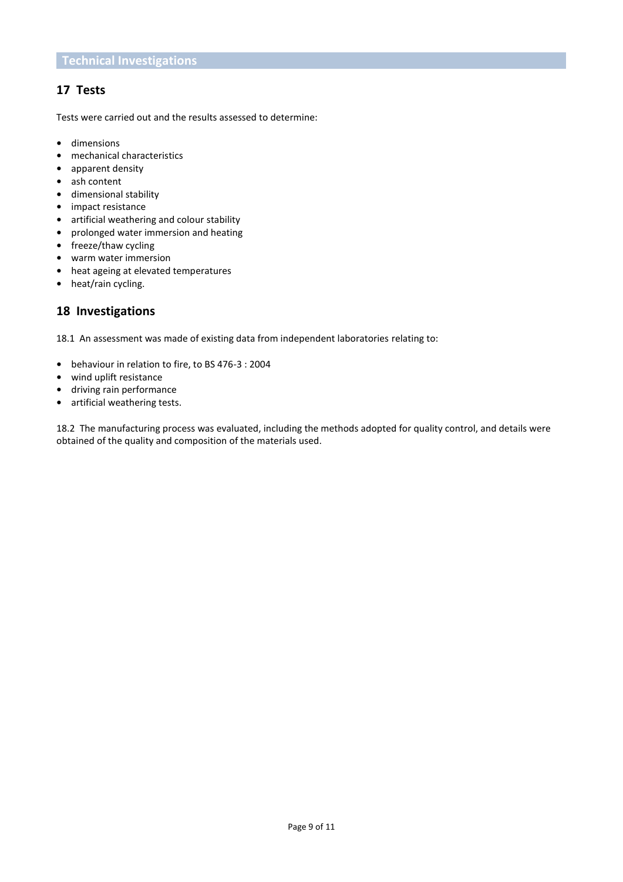## Technical Investigations

## 17 Tests

Tests were carried out and the results assessed to determine:

- dimensions
- mechanical characteristics
- apparent density
- ash content
- dimensional stability
- impact resistance
- artificial weathering and colour stability
- prolonged water immersion and heating
- freeze/thaw cycling
- warm water immersion
- heat ageing at elevated temperatures
- heat/rain cycling.

## 18 Investigations

18.1 An assessment was made of existing data from independent laboratories relating to:

- behaviour in relation to fire, to BS 476-3 : 2004
- wind uplift resistance
- driving rain performance
- artificial weathering tests.

18.2 The manufacturing process was evaluated, including the methods adopted for quality control, and details were obtained of the quality and composition of the materials used.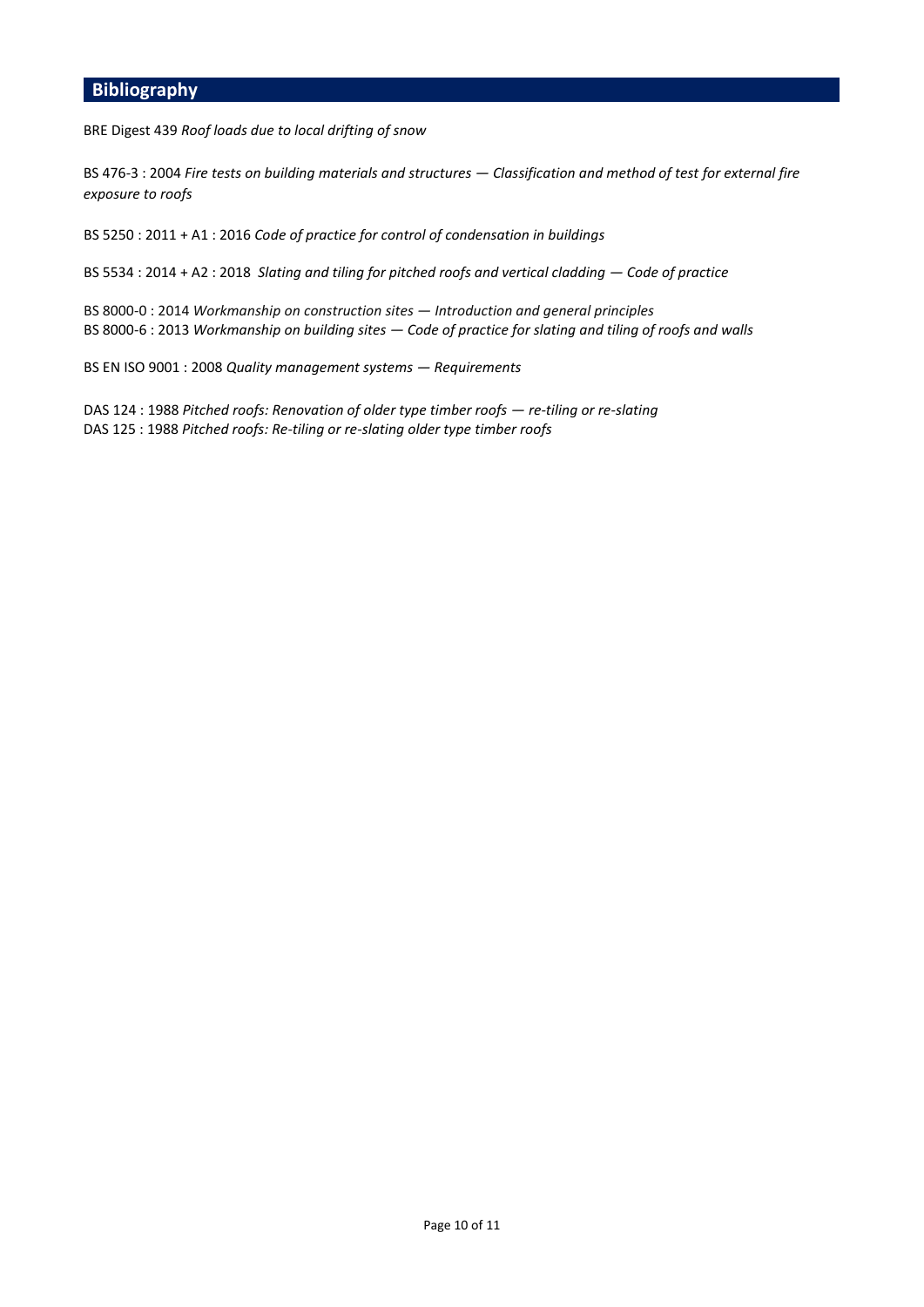## Bibliography

BRE Digest 439 *Roof loads due to local drifting of snow*

BS 476-3 : 2004 *Fire tests on building materials and structures — Classification and method of test for external fire exposure to roofs*

BS 5250 : 2011 + A1 : 2016 *Code of practice for control of condensation in buildings*

BS 5534 : 2014 + A2 : 2018 *Slating and tiling for pitched roofs and vertical cladding — Code of practice*

BS 8000-0 : 2014 *Workmanship on construction sites — Introduction and general principles*
BS 8000-6 : 2013 *Workmanship on building sites — Code of practice for slating and tiling of roofs and walls*

BS EN ISO 9001 : 2008 *Quality management systems — Requirements*

DAS 124 : 1988 *Pitched roofs: Renovation of older type timber roofs — re-tiling or re-slating*
DAS 125 : 1988 *Pitched roofs: Re-tiling or re-slating older type timber roofs*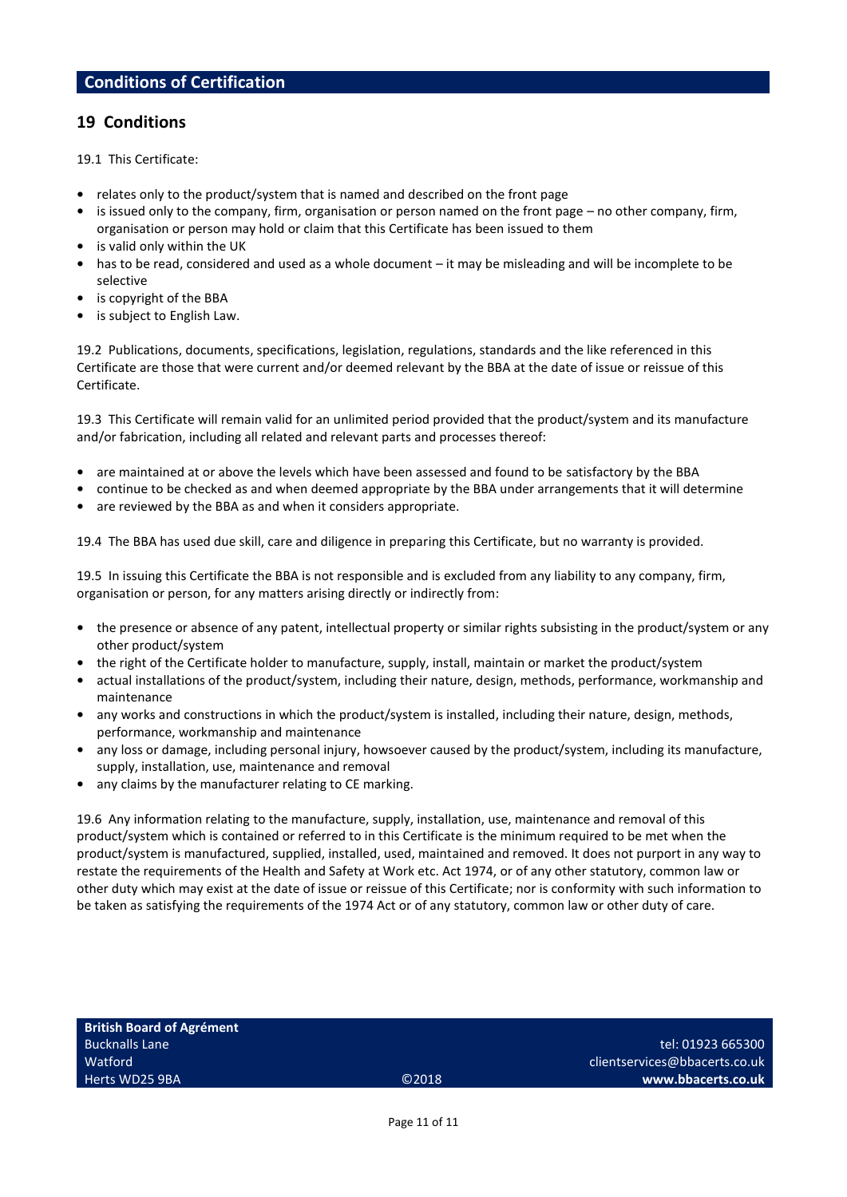## Conditions of Certification

### 19 Conditions

19.1 This Certificate:

- relates only to the product/system that is named and described on the front page
- is issued only to the company, firm, organisation or person named on the front page – no other company, firm, organisation or person may hold or claim that this Certificate has been issued to them
- is valid only within the UK
- has to be read, considered and used as a whole document – it may be misleading and will be incomplete to be selective
- is copyright of the BBA
- is subject to English Law.

19.2 Publications, documents, specifications, legislation, regulations, standards and the like referenced in this Certificate are those that were current and/or deemed relevant by the BBA at the date of issue or reissue of this Certificate.

19.3 This Certificate will remain valid for an unlimited period provided that the product/system and its manufacture and/or fabrication, including all related and relevant parts and processes thereof:

- are maintained at or above the levels which have been assessed and found to be satisfactory by the BBA
- continue to be checked as and when deemed appropriate by the BBA under arrangements that it will determine
- are reviewed by the BBA as and when it considers appropriate.

19.4 The BBA has used due skill, care and diligence in preparing this Certificate, but no warranty is provided.

19.5 In issuing this Certificate the BBA is not responsible and is excluded from any liability to any company, firm, organisation or person, for any matters arising directly or indirectly from:

- the presence or absence of any patent, intellectual property or similar rights subsisting in the product/system or any other product/system
- the right of the Certificate holder to manufacture, supply, install, maintain or market the product/system
- actual installations of the product/system, including their nature, design, methods, performance, workmanship and maintenance
- any works and constructions in which the product/system is installed, including their nature, design, methods, performance, workmanship and maintenance
- any loss or damage, including personal injury, howsoever caused by the product/system, including its manufacture, supply, installation, use, maintenance and removal
- any claims by the manufacturer relating to CE marking.

19.6 Any information relating to the manufacture, supply, installation, use, maintenance and removal of this product/system which is contained or referred to in this Certificate is the minimum required to be met when the product/system is manufactured, supplied, installed, used, maintained and removed. It does not purport in any way to restate the requirements of the Health and Safety at Work etc. Act 1974, or of any other statutory, common law or other duty which may exist at the date of issue or reissue of this Certificate; nor is conformity with such information to be taken as satisfying the requirements of the 1974 Act or of any statutory, common law or other duty of care.

**British Board of Agrément**
Bucknalls Lane
Watford
Herts WD25 9BA

©2018

tel: 01923 665300
clientservices@bbacerts.co.uk
**www.bbacerts.co.uk**